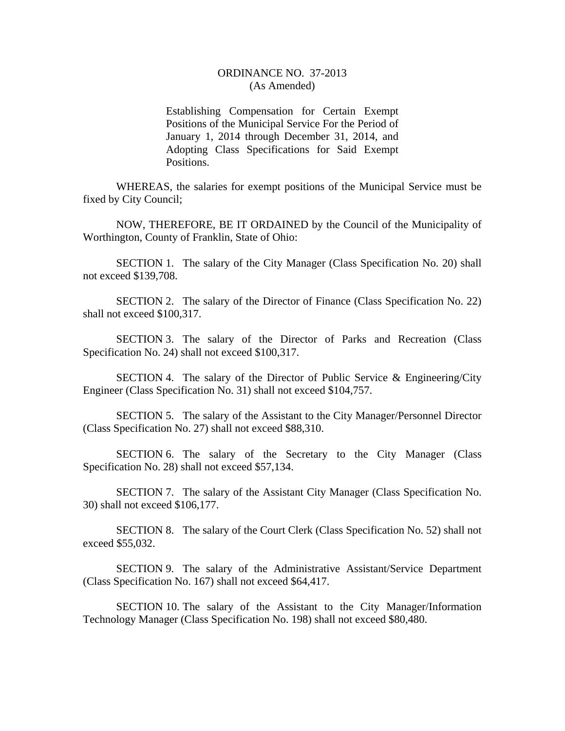ORDINANCE NO. 37-2013
(As Amended)

Establishing Compensation for Certain Exempt Positions of the Municipal Service For the Period of January 1, 2014 through December 31, 2014, and Adopting Class Specifications for Said Exempt Positions.

WHEREAS, the salaries for exempt positions of the Municipal Service must be fixed by City Council;

NOW, THEREFORE, BE IT ORDAINED by the Council of the Municipality of Worthington, County of Franklin, State of Ohio:

SECTION 1. The salary of the City Manager (Class Specification No. 20) shall not exceed $139,708.

SECTION 2. The salary of the Director of Finance (Class Specification No. 22) shall not exceed $100,317.

SECTION 3. The salary of the Director of Parks and Recreation (Class Specification No. 24) shall not exceed $100,317.

SECTION 4. The salary of the Director of Public Service & Engineering/City Engineer (Class Specification No. 31) shall not exceed $104,757.

SECTION 5. The salary of the Assistant to the City Manager/Personnel Director (Class Specification No. 27) shall not exceed $88,310.

SECTION 6. The salary of the Secretary to the City Manager (Class Specification No. 28) shall not exceed $57,134.

SECTION 7. The salary of the Assistant City Manager (Class Specification No. 30) shall not exceed $106,177.

SECTION 8. The salary of the Court Clerk (Class Specification No. 52) shall not exceed $55,032.

SECTION 9. The salary of the Administrative Assistant/Service Department (Class Specification No. 167) shall not exceed $64,417.

SECTION 10. The salary of the Assistant to the City Manager/Information Technology Manager (Class Specification No. 198) shall not exceed $80,480.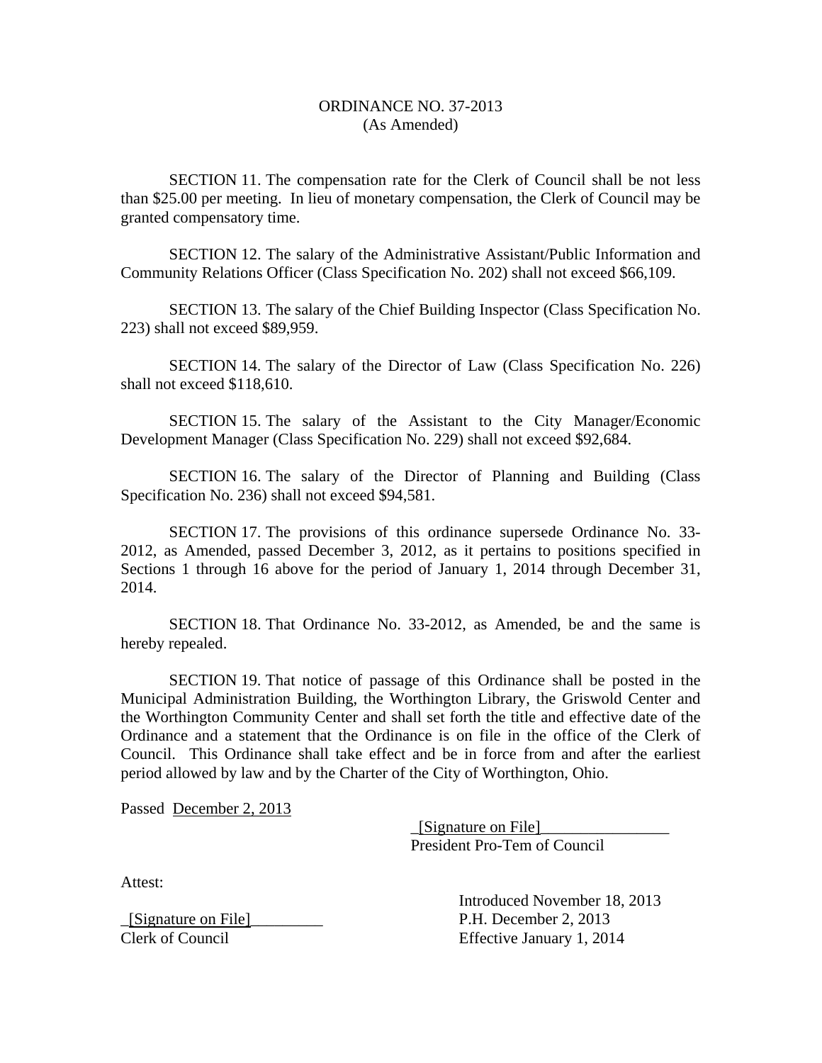ORDINANCE NO. 37-2013
(As Amended)

SECTION 11. The compensation rate for the Clerk of Council shall be not less than $25.00 per meeting. In lieu of monetary compensation, the Clerk of Council may be granted compensatory time.

SECTION 12. The salary of the Administrative Assistant/Public Information and Community Relations Officer (Class Specification No. 202) shall not exceed $66,109.

SECTION 13. The salary of the Chief Building Inspector (Class Specification No. 223) shall not exceed $89,959.

SECTION 14. The salary of the Director of Law (Class Specification No. 226) shall not exceed $118,610.

SECTION 15. The salary of the Assistant to the City Manager/Economic Development Manager (Class Specification No. 229) shall not exceed $92,684.

SECTION 16. The salary of the Director of Planning and Building (Class Specification No. 236) shall not exceed $94,581.

SECTION 17. The provisions of this ordinance supersede Ordinance No. 33-2012, as Amended, passed December 3, 2012, as it pertains to positions specified in Sections 1 through 16 above for the period of January 1, 2014 through December 31, 2014.

SECTION 18. That Ordinance No. 33-2012, as Amended, be and the same is hereby repealed.

SECTION 19. That notice of passage of this Ordinance shall be posted in the Municipal Administration Building, the Worthington Library, the Griswold Center and the Worthington Community Center and shall set forth the title and effective date of the Ordinance and a statement that the Ordinance is on file in the office of the Clerk of Council. This Ordinance shall take effect and be in force from and after the earliest period allowed by law and by the Charter of the City of Worthington, Ohio.

Passed December 2, 2013

_[Signature on File]_________________
President Pro-Tem of Council

Attest:

_[Signature on File]_________
Clerk of Council

Introduced November 18, 2013
P.H. December 2, 2013
Effective January 1, 2014